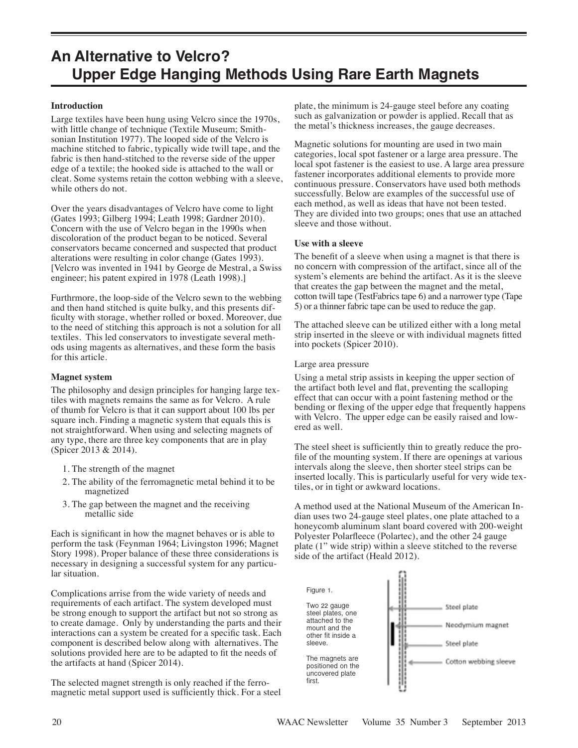# An Alternative to Velcro?
# Upper Edge Hanging Methods Using Rare Earth Magnets

**Introduction**

Large textiles have been hung using Velcro since the 1970s, with little change of technique (Textile Museum; Smithsonian Institution 1977). The looped side of the Velcro is machine stitched to fabric, typically wide twill tape, and the fabric is then hand-stitched to the reverse side of the upper edge of a textile; the hooked side is attached to the wall or cleat. Some systems retain the cotton webbing with a sleeve, while others do not.

Over the years disadvantages of Velcro have come to light (Gates 1993; Gilberg 1994; Leath 1998; Gardner 2010). Concern with the use of Velcro began in the 1990s when discoloration of the product began to be noticed. Several conservators became concerned and suspected that product alterations were resulting in color change (Gates 1993). [Velcro was invented in 1941 by George de Mestral, a Swiss engineer; his patent expired in 1978 (Leath 1998).]

Furthrmore, the loop-side of the Velcro sewn to the webbing and then hand stitched is quite bulky, and this presents difficulty with storage, whether rolled or boxed. Moreover, due to the need of stitching this approach is not a solution for all textiles. This led conservators to investigate several methods using magents as alternatives, and these form the basis for this article.

**Magnet system**

The philosophy and design principles for hanging large textiles with magnets remains the same as for Velcro. A rule of thumb for Velcro is that it can support about 100 lbs per square inch. Finding a magnetic system that equals this is not straightforward. When using and selecting magnets of any type, there are three key components that are in play (Spicer 2013 & 2014).

1. The strength of the magnet
2. The ability of the ferromagnetic metal behind it to be magnetized
3. The gap between the magnet and the receiving metallic side

Each is significant in how the magnet behaves or is able to perform the task (Feynman 1964; Livingston 1996; Magnet Story 1998). Proper balance of these three considerations is necessary in designing a successful system for any particular situation.

Complications arise from the wide variety of needs and requirements of each artifact. The system developed must be strong enough to support the artifact but not so strong as to create damage. Only by understanding the parts and their interactions can a system be created for a specific task. Each component is described below along with alternatives. The solutions provided here are to be adapted to fit the needs of the artifacts at hand (Spicer 2014).

The selected magnet strength is only reached if the ferromagnetic metal support used is sufficiently thick. For a steel plate, the minimum is 24-gauge steel before any coating such as galvanization or powder is applied. Recall that as the metal's thickness increases, the gauge decreases.

Magnetic solutions for mounting are used in two main categories, local spot fastener or a large area pressure. The local spot fastener is the easiest to use. A large area pressure fastener incorporates additional elements to provide more continuous pressure. Conservators have used both methods successfully. Below are examples of the successful use of each method, as well as ideas that have not been tested. They are divided into two groups; ones that use an attached sleeve and those without.

**Use with a sleeve**

The benefit of a sleeve when using a magnet is that there is no concern with compression of the artifact, since all of the system's elements are behind the artifact. As it is the sleeve that creates the gap between the magnet and the metal, cotton twill tape (TestFabrics tape 6) and a narrower type (Tape 5) or a thinner fabric tape can be used to reduce the gap.

The attached sleeve can be utilized either with a long metal strip inserted in the sleeve or with individual magnets fitted into pockets (Spicer 2010).

Large area pressure

Using a metal strip assists in keeping the upper section of the artifact both level and flat, preventing the scalloping effect that can occur with a point fastening method or the bending or flexing of the upper edge that frequently happens with Velcro. The upper edge can be easily raised and lowered as well.

The steel sheet is sufficiently thin to greatly reduce the profile of the mounting system. If there are openings at various intervals along the sleeve, then shorter steel strips can be inserted locally. This is particularly useful for very wide textiles, or in tight or awkward locations.

A method used at the National Museum of the American Indian uses two 24-gauge steel plates, one plate attached to a honeycomb aluminum slant board covered with 200-weight Polyester Polarfleece (Polartec), and the other 24 gauge plate (1" wide strip) within a sleeve stitched to the reverse side of the artifact (Heald 2012).

Figure 1.

Two 22 gauge steel plates, one attached to the mount and the other fit inside a sleeve.

The magnets are positioned on the uncovered plate first.

Steel plate

Neodymium magnet

Steel plate

Cotton webbing sleeve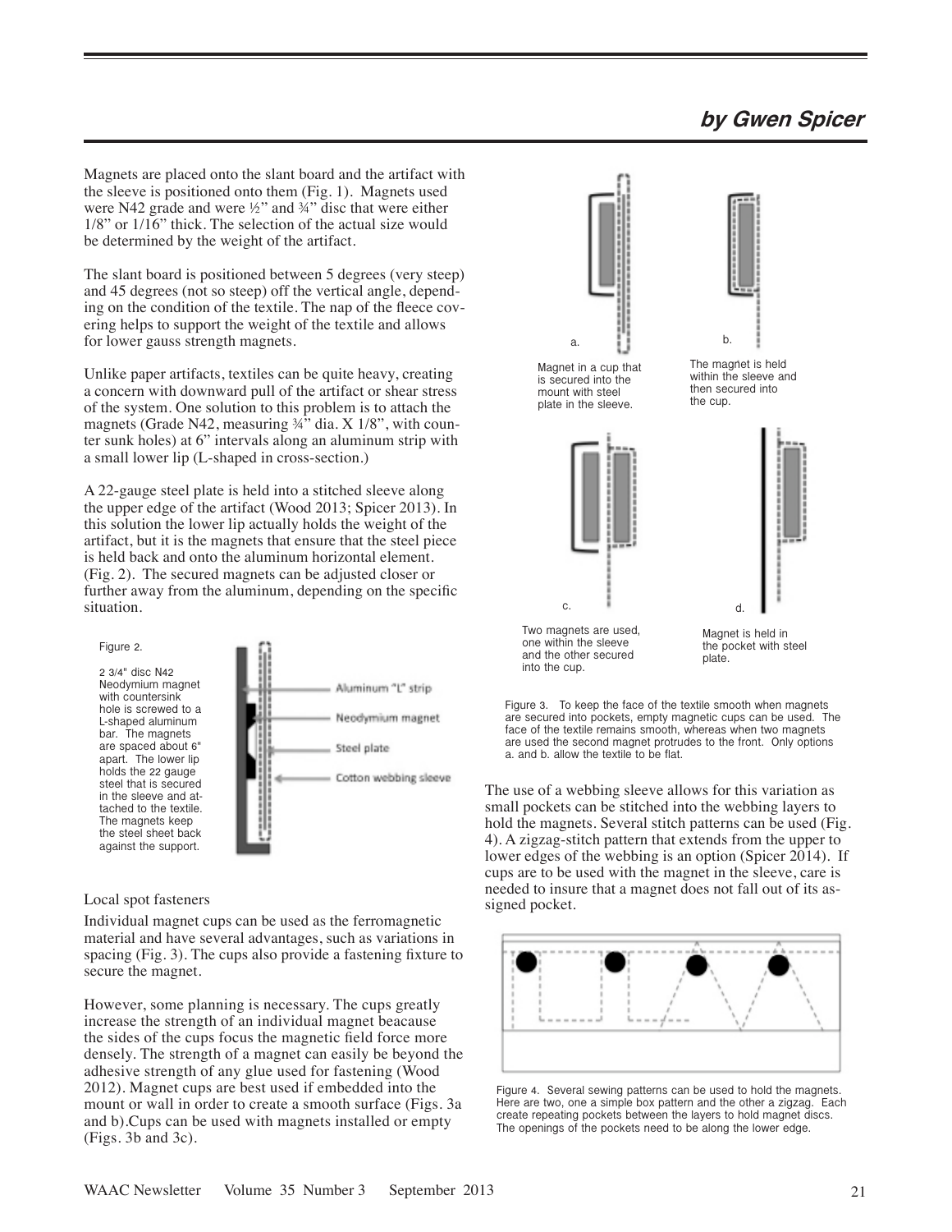**by Gwen Spicer**

Magnets are placed onto the slant board and the artifact with the sleeve is positioned onto them (Fig. 1). Magnets used were N42 grade and were ½" and ¾" disc that were either 1/8" or 1/16" thick. The selection of the actual size would be determined by the weight of the artifact.

The slant board is positioned between 5 degrees (very steep) and 45 degrees (not so steep) off the vertical angle, depending on the condition of the textile. The nap of the fleece covering helps to support the weight of the textile and allows for lower gauss strength magnets.

Unlike paper artifacts, textiles can be quite heavy, creating a concern with downward pull of the artifact or shear stress of the system. One solution to this problem is to attach the magnets (Grade N42, measuring ¾" dia. X 1/8", with counter sunk holes) at 6" intervals along an aluminum strip with a small lower lip (L-shaped in cross-section.)

A 22-gauge steel plate is held into a stitched sleeve along the upper edge of the artifact (Wood 2013; Spicer 2013). In this solution the lower lip actually holds the weight of the artifact, but it is the magnets that ensure that the steel piece is held back and onto the aluminum horizontal element. (Fig. 2). The secured magnets can be adjusted closer or further away from the aluminum, depending on the specific situation.

Figure 2.

2 3/4" disc N42 Neodymium magnet with countersink hole is screwed to a L-shaped aluminum bar. The magnets are spaced about 6" apart. The lower lip holds the 22 gauge steel that is secured in the sleeve and attached to the textile. The magnets keep the steel sheet back against the support.

Aluminum "L" strip

Neodymium magnet

Steel plate

Cotton webbing sleeve

Local spot fasteners

Individual magnet cups can be used as the ferromagnetic material and have several advantages, such as variations in spacing (Fig. 3). The cups also provide a fastening fixture to secure the magnet.

However, some planning is necessary. The cups greatly increase the strength of an individual magnet beacause the sides of the cups focus the magnetic field force more densely. The strength of a magnet can easily be beyond the adhesive strength of any glue used for fastening (Wood 2012). Magnet cups are best used if embedded into the mount or wall in order to create a smooth surface (Figs. 3a and b).Cups can be used with magnets installed or empty (Figs. 3b and 3c).

a. Magnet in a cup that is secured into the mount with steel plate in the sleeve.

b. The magnet is held within the sleeve and then secured into the cup.

c. Two magnets are used, one within the sleeve and the other secured into the cup.

d. Magnet is held in the pocket with steel plate.

Figure 3. To keep the face of the textile smooth when magnets are secured into pockets, empty magnetic cups can be used. The face of the textile remains smooth, whereas when two magnets are used the second magnet protrudes to the front. Only options a. and b. allow the textile to be flat.

The use of a webbing sleeve allows for this variation as small pockets can be stitched into the webbing layers to hold the magnets. Several stitch patterns can be used (Fig. 4). A zigzag-stitch pattern that extends from the upper to lower edges of the webbing is an option (Spicer 2014). If cups are to be used with the magnet in the sleeve, care is needed to insure that a magnet does not fall out of its assigned pocket.

Figure 4. Several sewing patterns can be used to hold the magnets. Here are two, one a simple box pattern and the other a zigzag. Each create repeating pockets between the layers to hold magnet discs. The openings of the pockets need to be along the lower edge.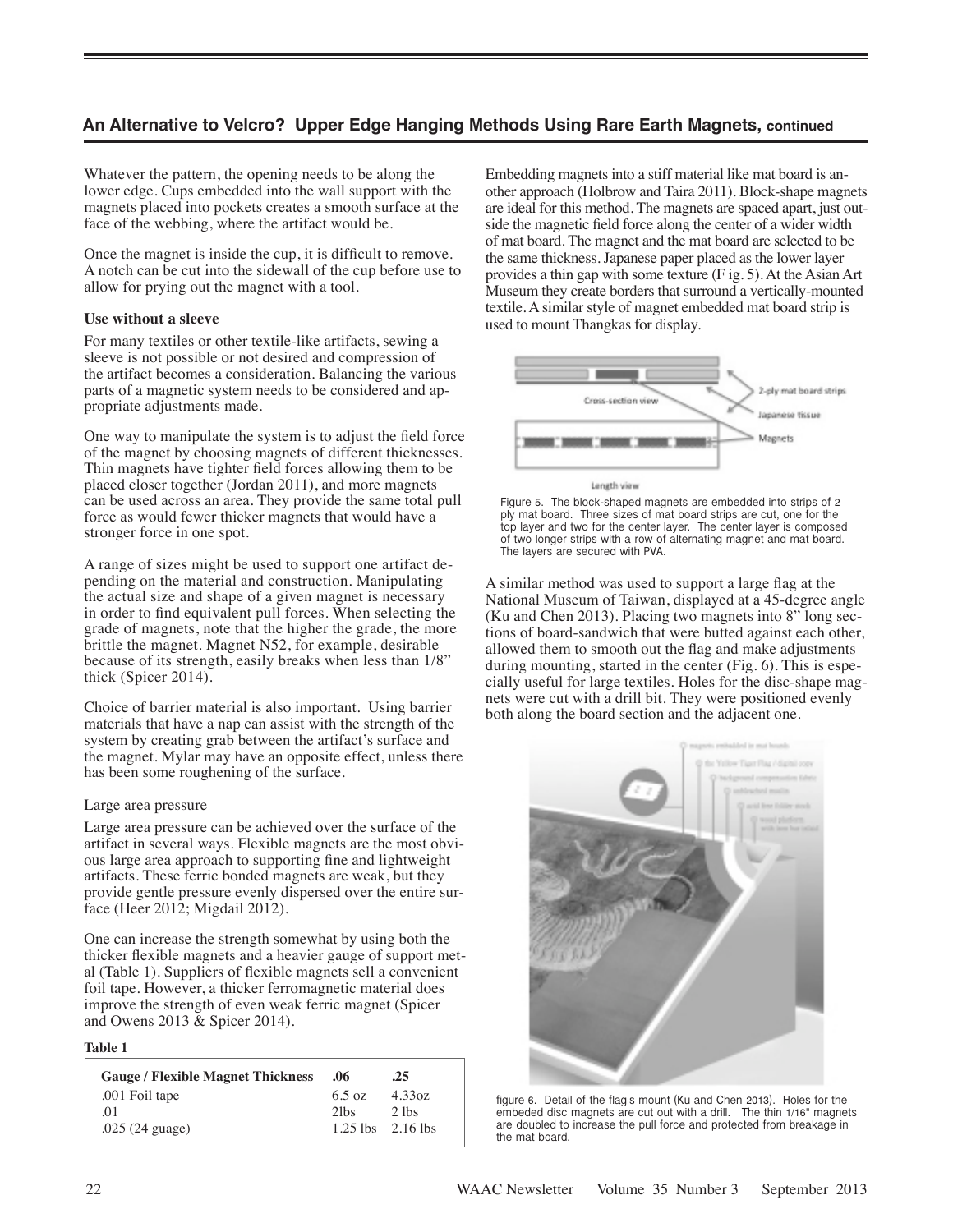## An Alternative to Velcro? Upper Edge Hanging Methods Using Rare Earth Magnets, continued

Whatever the pattern, the opening needs to be along the lower edge. Cups embedded into the wall support with the magnets placed into pockets creates a smooth surface at the face of the webbing, where the artifact would be.

Once the magnet is inside the cup, it is difficult to remove. A notch can be cut into the sidewall of the cup before use to allow for prying out the magnet with a tool.

**Use without a sleeve**

For many textiles or other textile-like artifacts, sewing a sleeve is not possible or not desired and compression of the artifact becomes a consideration. Balancing the various parts of a magnetic system needs to be considered and appropriate adjustments made.

One way to manipulate the system is to adjust the field force of the magnet by choosing magnets of different thicknesses. Thin magnets have tighter field forces allowing them to be placed closer together (Jordan 2011), and more magnets can be used across an area. They provide the same total pull force as would fewer thicker magnets that would have a stronger force in one spot.

A range of sizes might be used to support one artifact depending on the material and construction. Manipulating the actual size and shape of a given magnet is necessary in order to find equivalent pull forces. When selecting the grade of magnets, note that the higher the grade, the more brittle the magnet. Magnet N52, for example, desirable because of its strength, easily breaks when less than 1/8" thick (Spicer 2014).

Choice of barrier material is also important. Using barrier materials that have a nap can assist with the strength of the system by creating grab between the artifact's surface and the magnet. Mylar may have an opposite effect, unless there has been some roughening of the surface.

Large area pressure

Large area pressure can be achieved over the surface of the artifact in several ways. Flexible magnets are the most obvious large area approach to supporting fine and lightweight artifacts. These ferric bonded magnets are weak, but they provide gentle pressure evenly dispersed over the entire surface (Heer 2012; Migdail 2012).

One can increase the strength somewhat by using both the thicker flexible magnets and a heavier gauge of support metal (Table 1). Suppliers of flexible magnets sell a convenient foil tape. However, a thicker ferromagnetic material does improve the strength of even weak ferric magnet (Spicer and Owens 2013 & Spicer 2014).

**Table 1**

| Gauge / Flexible Magnet Thickness | .06 | .25 |
|---|---|---|
| .001 Foil tape | 6.5 oz | 4.33oz |
| .01 | 2lbs | 2 lbs |
| .025 (24 guage) | 1.25 lbs | 2.16 lbs |

Embedding magnets into a stiff material like mat board is another approach (Holbrow and Taira 2011). Block-shape magnets are ideal for this method. The magnets are spaced apart, just outside the magnetic field force along the center of a wider width of mat board. The magnet and the mat board are selected to be the same thickness. Japanese paper placed as the lower layer provides a thin gap with some texture (Fig. 5). At the Asian Art Museum they create borders that surround a vertically-mounted textile. A similar style of magnet embedded mat board strip is used to mount Thangkas for display.

Figure 5. The block-shaped magnets are embedded into strips of 2 ply mat board. Three sizes of mat board strips are cut, one for the top layer and two for the center layer. The center layer is composed of two longer strips with a row of alternating magnet and mat board. The layers are secured with PVA.

A similar method was used to support a large flag at the National Museum of Taiwan, displayed at a 45-degree angle (Ku and Chen 2013). Placing two magnets into 8" long sections of board-sandwich that were butted against each other, allowed them to smooth out the flag and make adjustments during mounting, started in the center (Fig. 6). This is especially useful for large textiles. Holes for the disc-shape magnets were cut with a drill bit. They were positioned evenly both along the board section and the adjacent one.

figure 6. Detail of the flag's mount (Ku and Chen 2013). Holes for the embeded disc magnets are cut out with a drill. The thin 1/16" magnets are doubled to increase the pull force and protected from breakage in the mat board.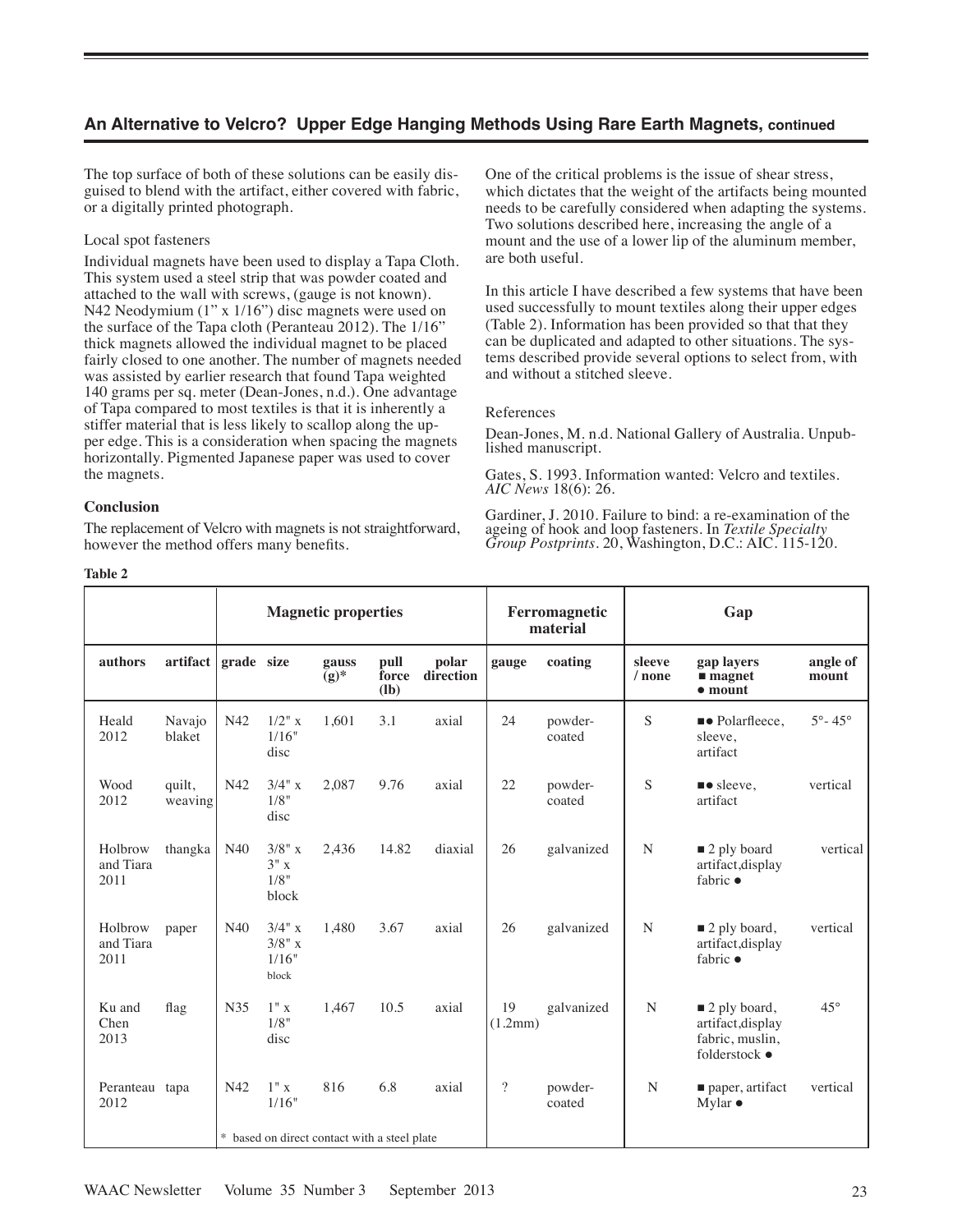## An Alternative to Velcro? Upper Edge Hanging Methods Using Rare Earth Magnets, continued

The top surface of both of these solutions can be easily disguised to blend with the artifact, either covered with fabric, or a digitally printed photograph.

Local spot fasteners

Individual magnets have been used to display a Tapa Cloth. This system used a steel strip that was powder coated and attached to the wall with screws, (gauge is not known). N42 Neodymium (1" x 1/16") disc magnets were used on the surface of the Tapa cloth (Peranteau 2012). The 1/16" thick magnets allowed the individual magnet to be placed fairly closed to one another. The number of magnets needed was assisted by earlier research that found Tapa weighted 140 grams per sq. meter (Dean-Jones, n.d.). One advantage of Tapa compared to most textiles is that it is inherently a stiffer material that is less likely to scallop along the upper edge. This is a consideration when spacing the magnets horizontally. Pigmented Japanese paper was used to cover the magnets.

**Conclusion**

The replacement of Velcro with magnets is not straightforward, however the method offers many benefits.

One of the critical problems is the issue of shear stress, which dictates that the weight of the artifacts being mounted needs to be carefully considered when adapting the systems. Two solutions described here, increasing the angle of a mount and the use of a lower lip of the aluminum member, are both useful.

In this article I have described a few systems that have been used successfully to mount textiles along their upper edges (Table 2). Information has been provided so that that they can be duplicated and adapted to other situations. The systems described provide several options to select from, with and without a stitched sleeve.

References

Dean-Jones, M. n.d. National Gallery of Australia. Unpublished manuscript.

Gates, S. 1993. Information wanted: Velcro and textiles. *AIC News* 18(6): 26.

Gardiner, J. 2010. Failure to bind: a re-examination of the ageing of hook and loop fasteners. In *Textile Specialty Group Postprints*. 20, Washington, D.C.: AIC. 115-120.

**Table 2**

| | | Magnetic properties | | | | | Ferromagnetic material | | Gap | | |
|---|---|---|---|---|---|---|---|---|---|---|---|
| authors | artifact | grade | size | gauss (g)* | pull force (lb) | polar direction | gauge | coating | sleeve / none | gap layers ■ magnet ● mount | angle of mount |
| Heald 2012 | Navajo blaket | N42 | 1/2" x 1/16" disc | 1,601 | 3.1 | axial | 24 | powder-coated | S | ■● Polarfleece, sleeve, artifact | 5°- 45° |
| Wood 2012 | quilt, weaving | N42 | 3/4" x 1/8" disc | 2,087 | 9.76 | axial | 22 | powder-coated | S | ■● sleeve, artifact | vertical |
| Holbrow and Tiara 2011 | thangka | N40 | 3/8" x 3" x 1/8" block | 2,436 | 14.82 | diaxial | 26 | galvanized | N | ■ 2 ply board artifact,display fabric ● | vertical |
| Holbrow and Tiara 2011 | paper | N40 | 3/4" x 3/8" x 1/16" block | 1,480 | 3.67 | axial | 26 | galvanized | N | ■ 2 ply board, artifact,display fabric ● | vertical |
| Ku and Chen 2013 | flag | N35 | 1" x 1/8" disc | 1,467 | 10.5 | axial | 19 (1.2mm) | galvanized | N | ■ 2 ply board, artifact,display fabric, muslin, folderstock ● | 45° |
| Peranteau 2012 | tapa | N42 | 1" x 1/16" | 816 | 6.8 | axial | ? | powder-coated | N | ■ paper, artifact Mylar ● | vertical |
| | | * based on direct contact with a steel plate | | | | | | | | | |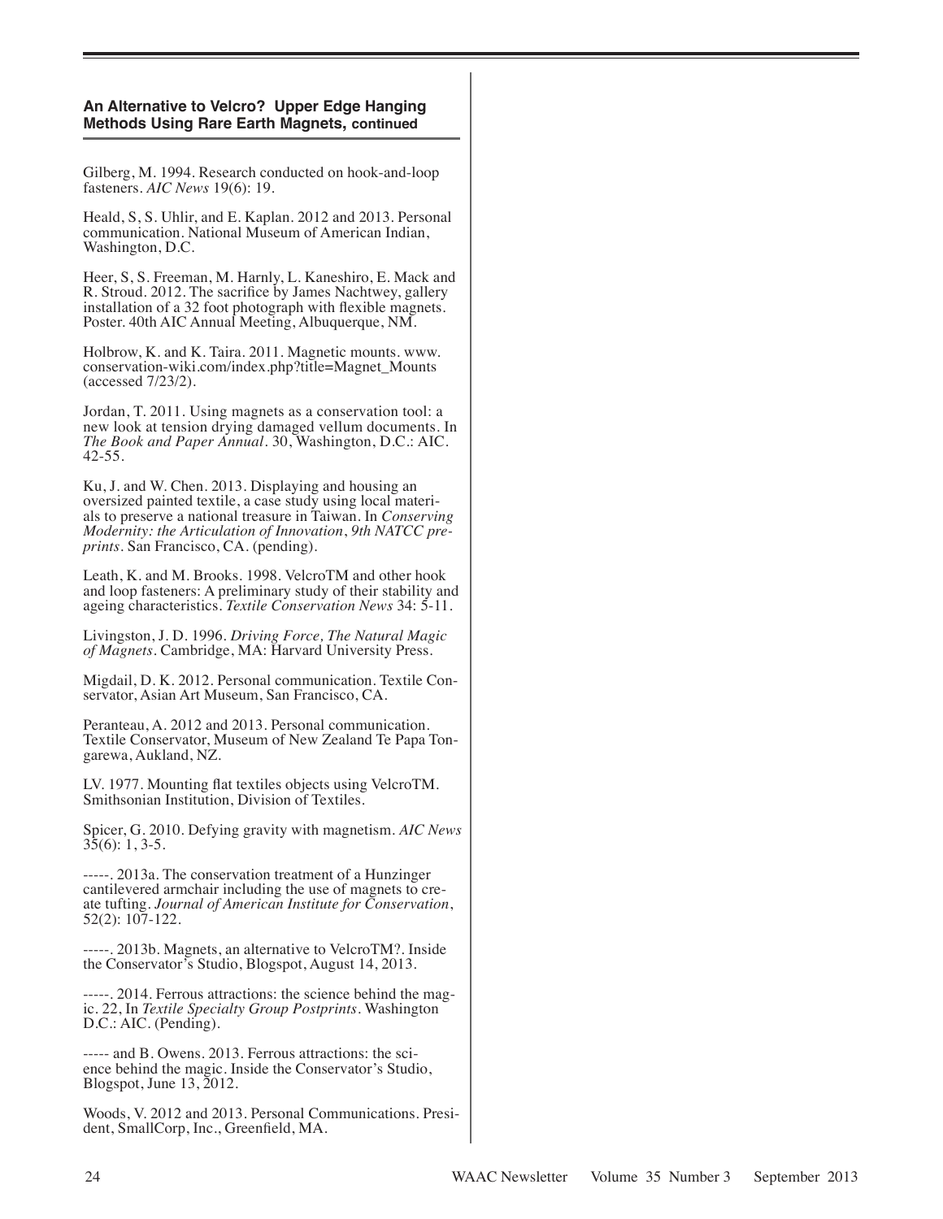**An Alternative to Velcro? Upper Edge Hanging Methods Using Rare Earth Magnets, continued**

Gilberg, M. 1994. Research conducted on hook-and-loop fasteners. *AIC News* 19(6): 19.

Heald, S, S. Uhlir, and E. Kaplan. 2012 and 2013. Personal communication. National Museum of American Indian, Washington, D.C.

Heer, S, S. Freeman, M. Harnly, L. Kaneshiro, E. Mack and R. Stroud. 2012. The sacrifice by James Nachtwey, gallery installation of a 32 foot photograph with flexible magnets. Poster. 40th AIC Annual Meeting, Albuquerque, NM.

Holbrow, K. and K. Taira. 2011. Magnetic mounts. www.conservation-wiki.com/index.php?title=Magnet_Mounts (accessed 7/23/2).

Jordan, T. 2011. Using magnets as a conservation tool: a new look at tension drying damaged vellum documents. In *The Book and Paper Annual*. 30, Washington, D.C.: AIC. 42-55.

Ku, J. and W. Chen. 2013. Displaying and housing an oversized painted textile, a case study using local materials to preserve a national treasure in Taiwan. In *Conserving Modernity: the Articulation of Innovation*, *9th NATCC preprints*. San Francisco, CA. (pending).

Leath, K. and M. Brooks. 1998. VelcroTM and other hook and loop fasteners: A preliminary study of their stability and ageing characteristics. *Textile Conservation News* 34: 5-11.

Livingston, J. D. 1996. *Driving Force, The Natural Magic of Magnets*. Cambridge, MA: Harvard University Press.

Migdail, D. K. 2012. Personal communication. Textile Conservator, Asian Art Museum, San Francisco, CA.

Peranteau, A. 2012 and 2013. Personal communication. Textile Conservator, Museum of New Zealand Te Papa Tongarewa, Aukland, NZ.

LV. 1977. Mounting flat textiles objects using VelcroTM. Smithsonian Institution, Division of Textiles.

Spicer, G. 2010. Defying gravity with magnetism. *AIC News* 35(6): 1, 3-5.

-----. 2013a. The conservation treatment of a Hunzinger cantilevered armchair including the use of magnets to create tufting. *Journal of American Institute for Conservation*, 52(2): 107-122.

-----. 2013b. Magnets, an alternative to VelcroTM?. Inside the Conservator's Studio, Blogspot, August 14, 2013.

-----. 2014. Ferrous attractions: the science behind the magic. 22, In *Textile Specialty Group Postprints*. Washington D.C.: AIC. (Pending).

----- and B. Owens. 2013. Ferrous attractions: the science behind the magic. Inside the Conservator's Studio, Blogspot, June 13, 2012.

Woods, V. 2012 and 2013. Personal Communications. President, SmallCorp, Inc., Greenfield, MA.